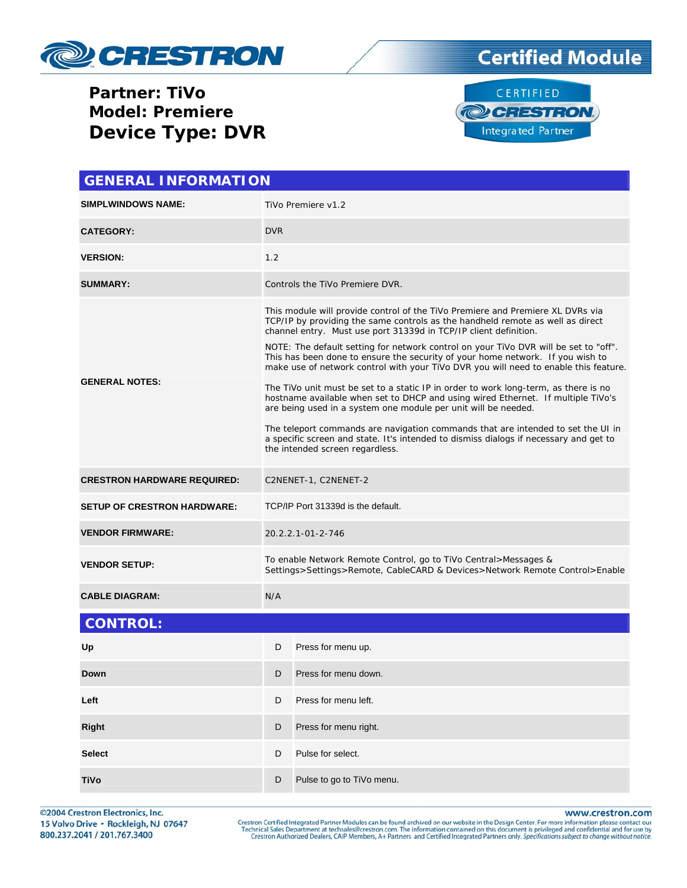# CRESTRON Certified Module

**Partner: TiVo**
**Model: Premiere**
## Device Type: DVR

## GENERAL INFORMATION

| | |
|---|---|
| **SIMPLWINDOWS NAME:** | TiVo Premiere v1.2 |
| **CATEGORY:** | DVR |
| **VERSION:** | 1.2 |
| **SUMMARY:** | Controls the TiVo Premiere DVR. |
| **GENERAL NOTES:** | This module will provide control of the TiVo Premiere and Premiere XL DVRs via TCP/IP by providing the same controls as the handheld remote as well as direct channel entry. Must use port 31339d in TCP/IP client definition.<br><br>NOTE: The default setting for network control on your TiVo DVR will be set to "off". This has been done to ensure the security of your home network. If you wish to make use of network control with your TiVo DVR you will need to enable this feature.<br><br>The TiVo unit must be set to a static IP in order to work long-term, as there is no hostname available when set to DHCP and using wired Ethernet. If multiple TiVo's are being used in a system one module per unit will be needed.<br><br>The teleport commands are navigation commands that are intended to set the UI in a specific screen and state. It's intended to dismiss dialogs if necessary and get to the intended screen regardless. |
| **CRESTRON HARDWARE REQUIRED:** | C2NENET-1, C2NENET-2 |
| **SETUP OF CRESTRON HARDWARE:** | TCP/IP Port 31339d is the default. |
| **VENDOR FIRMWARE:** | 20.2.2.1-01-2-746 |
| **VENDOR SETUP:** | To enable Network Remote Control, go to TiVo Central>Messages & Settings>Settings>Remote, CableCARD & Devices>Network Remote Control>Enable |
| **CABLE DIAGRAM:** | N/A |

## CONTROL:

| | | |
|---|---|---|
| **Up** | D | Press for menu up. |
| **Down** | D | Press for menu down. |
| **Left** | D | Press for menu left. |
| **Right** | D | Press for menu right. |
| **Select** | D | Pulse for select. |
| **TiVo** | D | Pulse to go to TiVo menu. |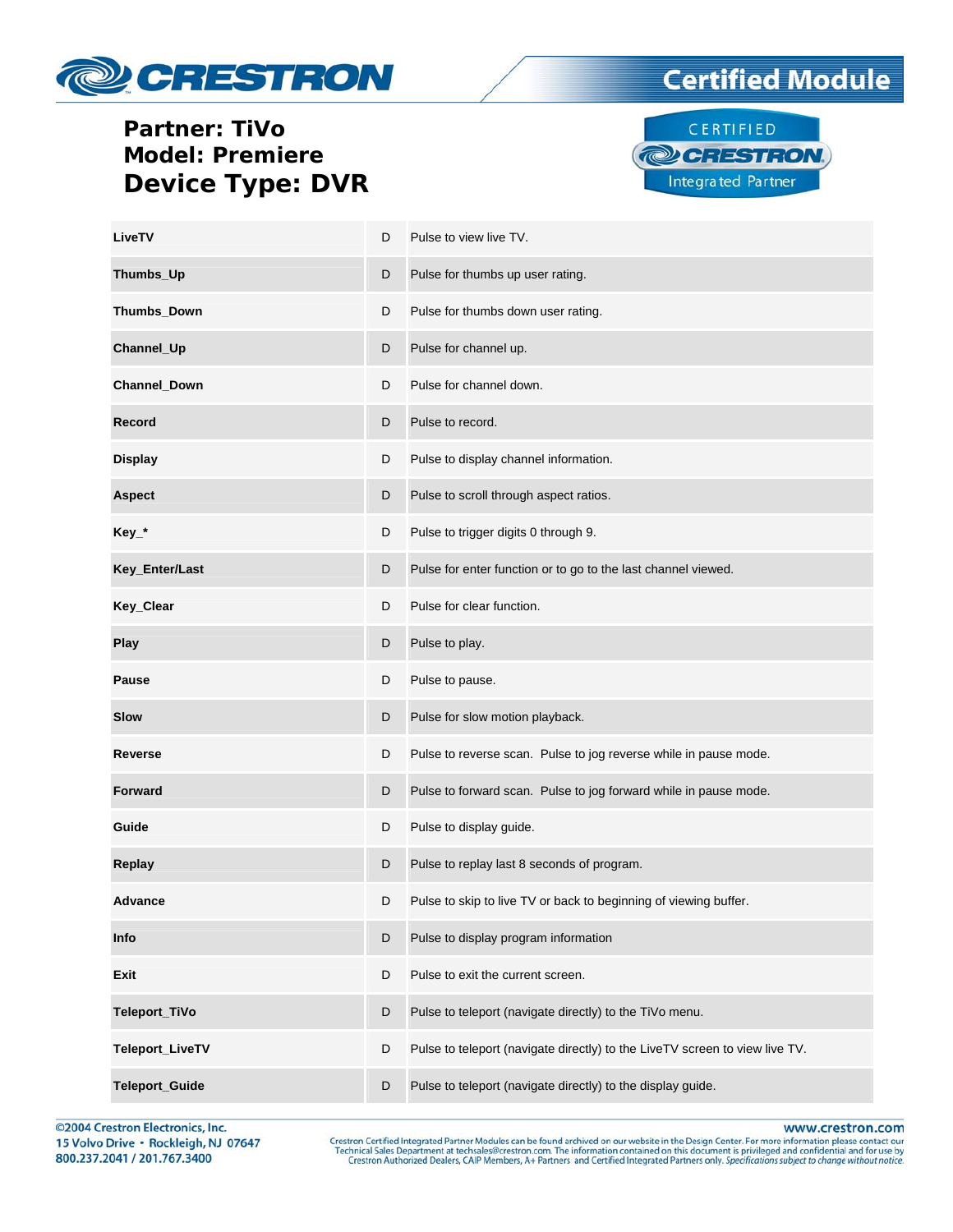**Partner: TiVo**
**Model: Premiere**
**Device Type: DVR**

| | | |
|---|---|---|
| **LiveTV** | D | Pulse to view live TV. |
| **Thumbs_Up** | D | Pulse for thumbs up user rating. |
| **Thumbs_Down** | D | Pulse for thumbs down user rating. |
| **Channel_Up** | D | Pulse for channel up. |
| **Channel_Down** | D | Pulse for channel down. |
| **Record** | D | Pulse to record. |
| **Display** | D | Pulse to display channel information. |
| **Aspect** | D | Pulse to scroll through aspect ratios. |
| **Key_*** | D | Pulse to trigger digits 0 through 9. |
| **Key_Enter/Last** | D | Pulse for enter function or to go to the last channel viewed. |
| **Key_Clear** | D | Pulse for clear function. |
| **Play** | D | Pulse to play. |
| **Pause** | D | Pulse to pause. |
| **Slow** | D | Pulse for slow motion playback. |
| **Reverse** | D | Pulse to reverse scan. Pulse to jog reverse while in pause mode. |
| **Forward** | D | Pulse to forward scan. Pulse to jog forward while in pause mode. |
| **Guide** | D | Pulse to display guide. |
| **Replay** | D | Pulse to replay last 8 seconds of program. |
| **Advance** | D | Pulse to skip to live TV or back to beginning of viewing buffer. |
| **Info** | D | Pulse to display program information |
| **Exit** | D | Pulse to exit the current screen. |
| **Teleport_TiVo** | D | Pulse to teleport (navigate directly) to the TiVo menu. |
| **Teleport_LiveTV** | D | Pulse to teleport (navigate directly) to the LiveTV screen to view live TV. |
| **Teleport_Guide** | D | Pulse to teleport (navigate directly) to the display guide. |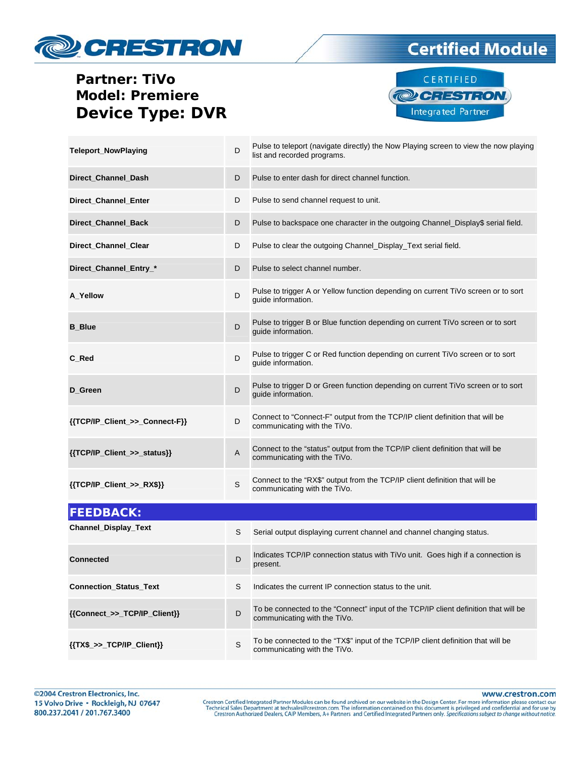**Partner: TiVo**
**Model: Premiere**
**Device Type: DVR**

| | | |
|---|---|---|
| **Teleport_NowPlaying** | D | Pulse to teleport (navigate directly) the Now Playing screen to view the now playing list and recorded programs. |
| **Direct_Channel_Dash** | D | Pulse to enter dash for direct channel function. |
| **Direct_Channel_Enter** | D | Pulse to send channel request to unit. |
| **Direct_Channel_Back** | D | Pulse to backspace one character in the outgoing Channel_Display$ serial field. |
| **Direct_Channel_Clear** | D | Pulse to clear the outgoing Channel_Display_Text serial field. |
| **Direct_Channel_Entry_*** | D | Pulse to select channel number. |
| **A_Yellow** | D | Pulse to trigger A or Yellow function depending on current TiVo screen or to sort guide information. |
| **B_Blue** | D | Pulse to trigger B or Blue function depending on current TiVo screen or to sort guide information. |
| **C_Red** | D | Pulse to trigger C or Red function depending on current TiVo screen or to sort guide information. |
| **D_Green** | D | Pulse to trigger D or Green function depending on current TiVo screen or to sort guide information. |
| **{{TCP/IP_Client_>>_Connect-F}}** | D | Connect to "Connect-F" output from the TCP/IP client definition that will be communicating with the TiVo. |
| **{{TCP/IP_Client_>>_status}}** | A | Connect to the "status" output from the TCP/IP client definition that will be communicating with the TiVo. |
| **{{TCP/IP_Client_>>_RX$}}** | S | Connect to the "RX$" output from the TCP/IP client definition that will be communicating with the TiVo. |

## FEEDBACK:

| | | |
|---|---|---|
| **Channel_Display_Text** | S | Serial output displaying current channel and channel changing status. |
| **Connected** | D | Indicates TCP/IP connection status with TiVo unit. Goes high if a connection is present. |
| **Connection_Status_Text** | S | Indicates the current IP connection status to the unit. |
| **{{Connect_>>_TCP/IP_Client}}** | D | To be connected to the "Connect" input of the TCP/IP client definition that will be communicating with the TiVo. |
| **{{TX$_>>_TCP/IP_Client}}** | S | To be connected to the "TX$" input of the TCP/IP client definition that will be communicating with the TiVo. |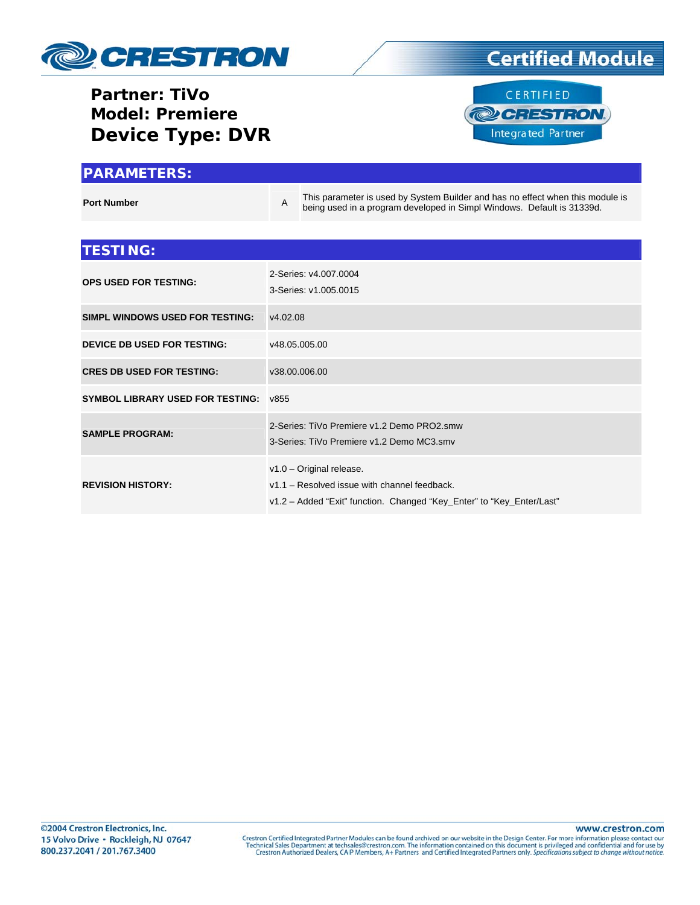**Partner: TiVo**
**Model: Premiere**
**Device Type: DVR**

## PARAMETERS:

| | | |
|---|---|---|
| Port Number | A | This parameter is used by System Builder and has no effect when this module is being used in a program developed in Simpl Windows. Default is 31339d. |

## TESTING:

| | |
|---|---|
| OPS USED FOR TESTING: | 2-Series: v4.007.0004<br>3-Series: v1.005.0015 |
| SIMPL WINDOWS USED FOR TESTING: | v4.02.08 |
| DEVICE DB USED FOR TESTING: | v48.05.005.00 |
| CRES DB USED FOR TESTING: | v38.00.006.00 |
| SYMBOL LIBRARY USED FOR TESTING: | v855 |
| SAMPLE PROGRAM: | 2-Series: TiVo Premiere v1.2 Demo PRO2.smw<br>3-Series: TiVo Premiere v1.2 Demo MC3.smv |
| REVISION HISTORY: | v1.0 – Original release.<br>v1.1 – Resolved issue with channel feedback.<br>v1.2 – Added "Exit" function. Changed "Key_Enter" to "Key_Enter/Last" |